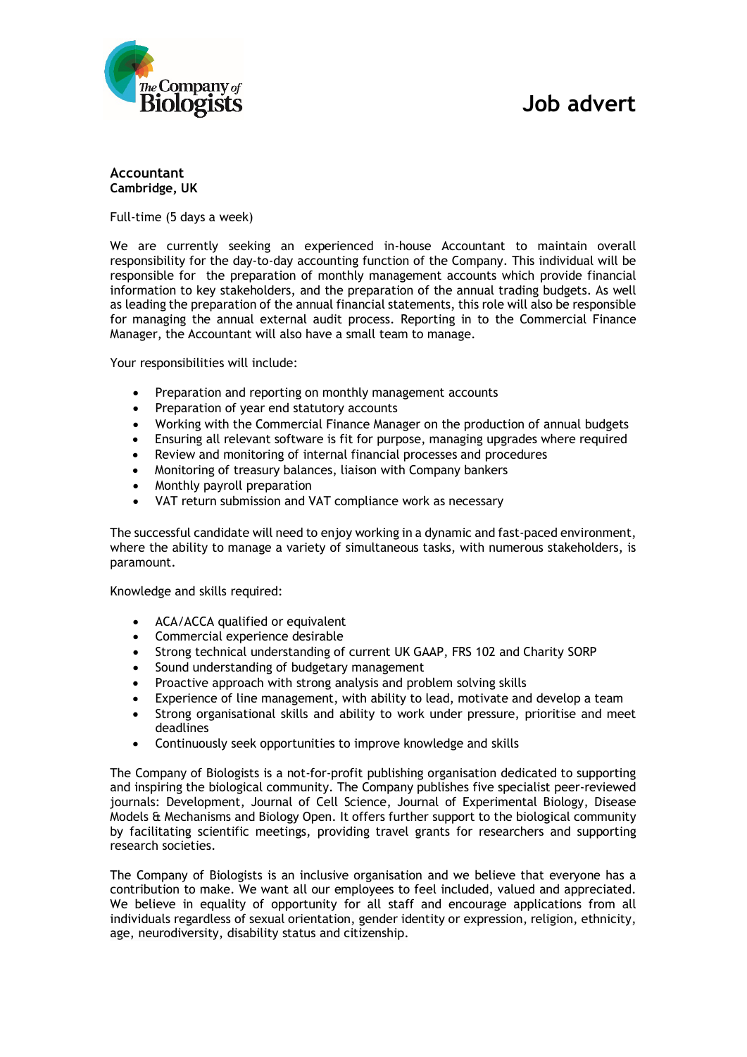# Job advert

**Accountant**
**Cambridge, UK**

Full-time (5 days a week)

We are currently seeking an experienced in-house Accountant to maintain overall responsibility for the day-to-day accounting function of the Company. This individual will be responsible for the preparation of monthly management accounts which provide financial information to key stakeholders, and the preparation of the annual trading budgets. As well as leading the preparation of the annual financial statements, this role will also be responsible for managing the annual external audit process. Reporting in to the Commercial Finance Manager, the Accountant will also have a small team to manage.

Your responsibilities will include:

- Preparation and reporting on monthly management accounts
- Preparation of year end statutory accounts
- Working with the Commercial Finance Manager on the production of annual budgets
- Ensuring all relevant software is fit for purpose, managing upgrades where required
- Review and monitoring of internal financial processes and procedures
- Monitoring of treasury balances, liaison with Company bankers
- Monthly payroll preparation
- VAT return submission and VAT compliance work as necessary

The successful candidate will need to enjoy working in a dynamic and fast-paced environment, where the ability to manage a variety of simultaneous tasks, with numerous stakeholders, is paramount.

Knowledge and skills required:

- ACA/ACCA qualified or equivalent
- Commercial experience desirable
- Strong technical understanding of current UK GAAP, FRS 102 and Charity SORP
- Sound understanding of budgetary management
- Proactive approach with strong analysis and problem solving skills
- Experience of line management, with ability to lead, motivate and develop a team
- Strong organisational skills and ability to work under pressure, prioritise and meet deadlines
- Continuously seek opportunities to improve knowledge and skills

The Company of Biologists is a not-for-profit publishing organisation dedicated to supporting and inspiring the biological community. The Company publishes five specialist peer-reviewed journals: Development, Journal of Cell Science, Journal of Experimental Biology, Disease Models & Mechanisms and Biology Open. It offers further support to the biological community by facilitating scientific meetings, providing travel grants for researchers and supporting research societies.

The Company of Biologists is an inclusive organisation and we believe that everyone has a contribution to make. We want all our employees to feel included, valued and appreciated. We believe in equality of opportunity for all staff and encourage applications from all individuals regardless of sexual orientation, gender identity or expression, religion, ethnicity, age, neurodiversity, disability status and citizenship.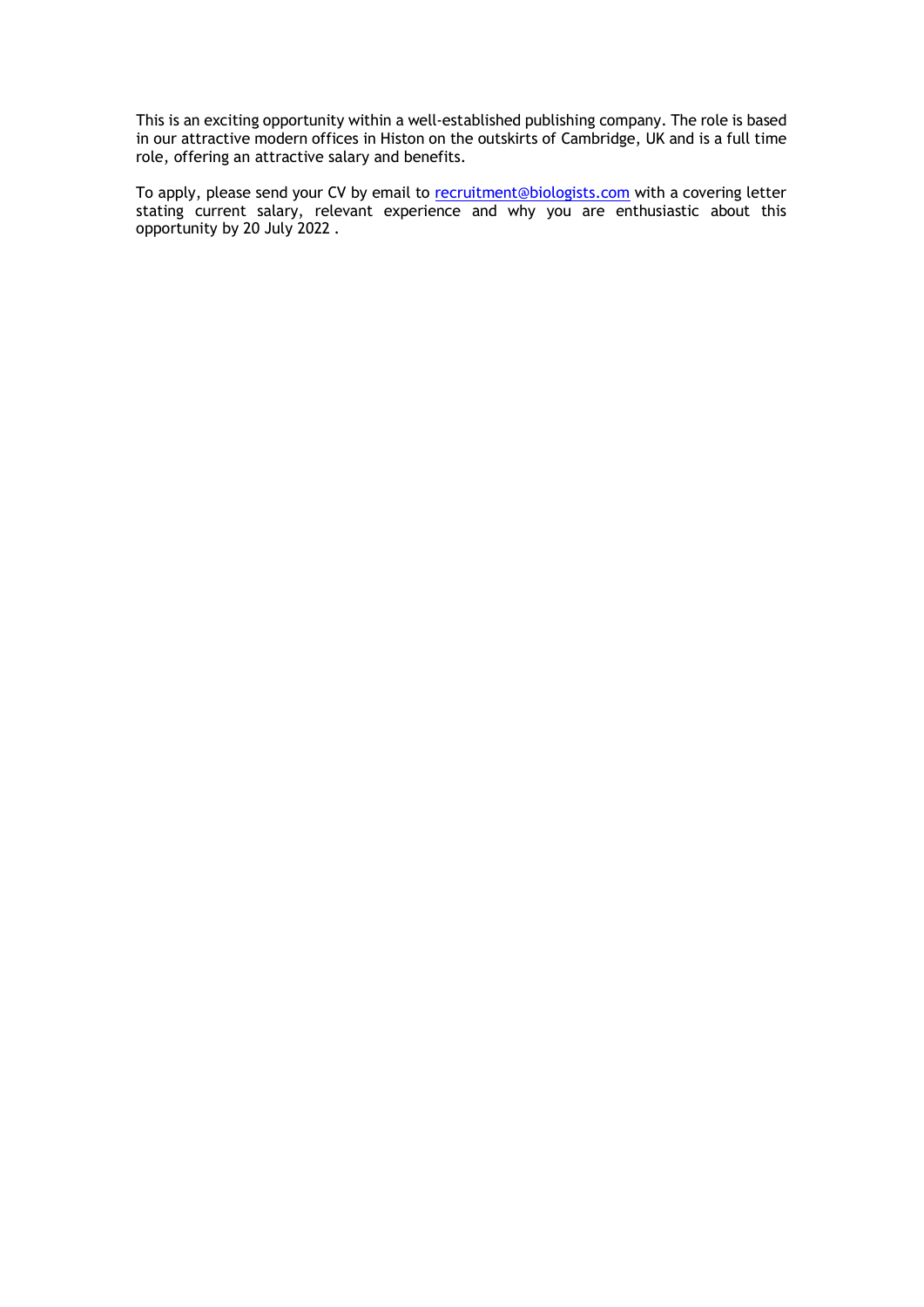This is an exciting opportunity within a well-established publishing company. The role is based in our attractive modern offices in Histon on the outskirts of Cambridge, UK and is a full time role, offering an attractive salary and benefits.

To apply, please send your CV by email to recruitment@biologists.com with a covering letter stating current salary, relevant experience and why you are enthusiastic about this opportunity by 20 July 2022 .